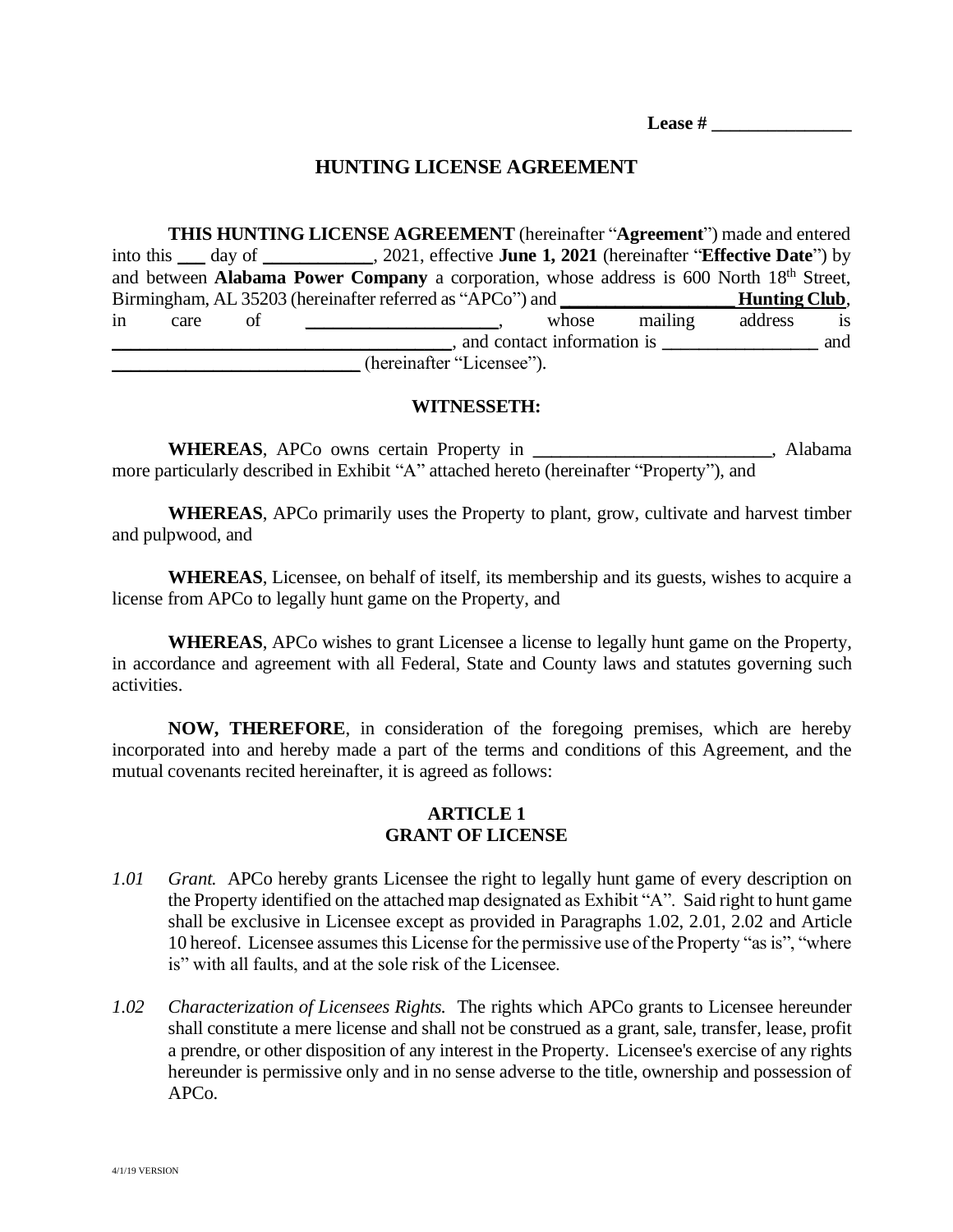**Lease # _______________**

# HUNTING LICENSE AGREEMENT

**THIS HUNTING LICENSE AGREEMENT** (hereinafter "**Agreement**") made and entered into this ___ day of ____________, 2021, effective **June 1, 2021** (hereinafter "**Effective Date**") by and between **Alabama Power Company** a corporation, whose address is 600 North 18th Street, Birmingham, AL 35203 (hereinafter referred as "APCo") and **___________________ Hunting Club**, in care of ____________________, whose mailing address is ____________________________________, and contact information is _________________ and ___________________________ (hereinafter "Licensee").

**WITNESSETH:**

**WHEREAS**, APCo owns certain Property in __________________________, Alabama more particularly described in Exhibit "A" attached hereto (hereinafter "Property"), and

**WHEREAS**, APCo primarily uses the Property to plant, grow, cultivate and harvest timber and pulpwood, and

**WHEREAS**, Licensee, on behalf of itself, its membership and its guests, wishes to acquire a license from APCo to legally hunt game on the Property, and

**WHEREAS**, APCo wishes to grant Licensee a license to legally hunt game on the Property, in accordance and agreement with all Federal, State and County laws and statutes governing such activities.

**NOW, THEREFORE**, in consideration of the foregoing premises, which are hereby incorporated into and hereby made a part of the terms and conditions of this Agreement, and the mutual covenants recited hereinafter, it is agreed as follows:

## ARTICLE 1
## GRANT OF LICENSE

*1.01* *Grant.* APCo hereby grants Licensee the right to legally hunt game of every description on the Property identified on the attached map designated as Exhibit "A". Said right to hunt game shall be exclusive in Licensee except as provided in Paragraphs 1.02, 2.01, 2.02 and Article 10 hereof. Licensee assumes this License for the permissive use of the Property "as is", "where is" with all faults, and at the sole risk of the Licensee.

*1.02* *Characterization of Licensees Rights.* The rights which APCo grants to Licensee hereunder shall constitute a mere license and shall not be construed as a grant, sale, transfer, lease, profit a prendre, or other disposition of any interest in the Property. Licensee's exercise of any rights hereunder is permissive only and in no sense adverse to the title, ownership and possession of APCo.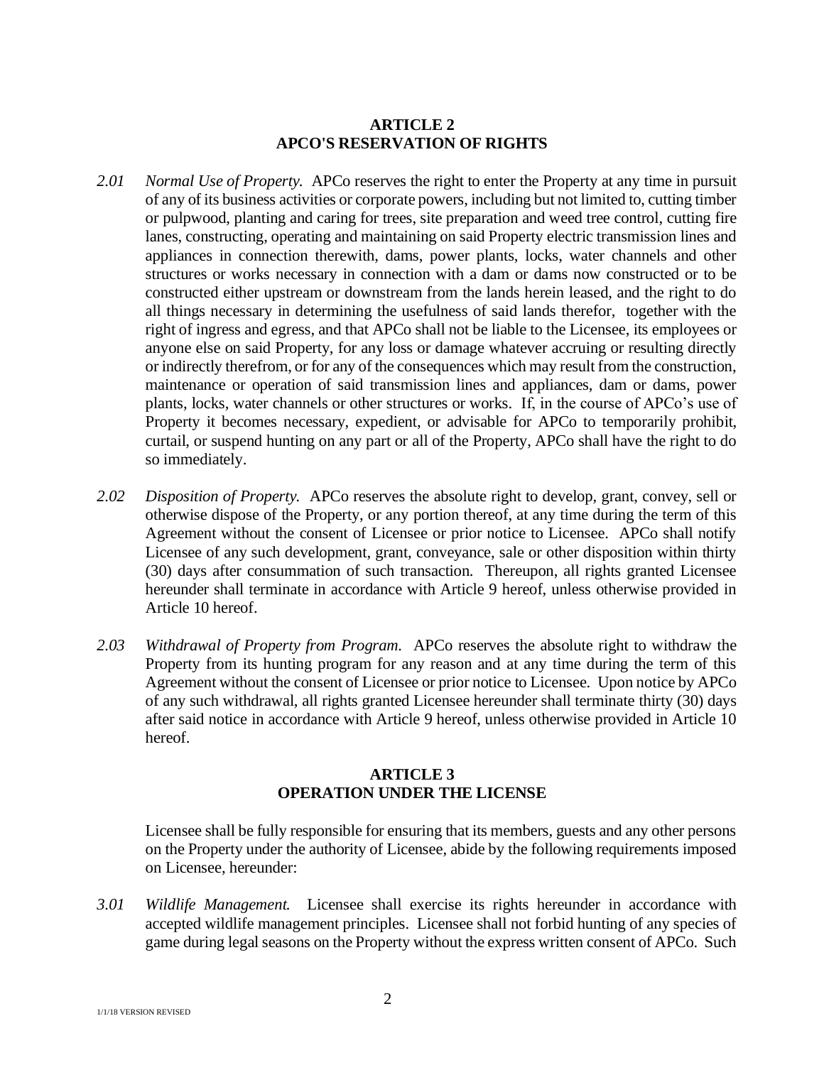## ARTICLE 2
## APCO'S RESERVATION OF RIGHTS

*2.01* *Normal Use of Property.* APCo reserves the right to enter the Property at any time in pursuit of any of its business activities or corporate powers, including but not limited to, cutting timber or pulpwood, planting and caring for trees, site preparation and weed tree control, cutting fire lanes, constructing, operating and maintaining on said Property electric transmission lines and appliances in connection therewith, dams, power plants, locks, water channels and other structures or works necessary in connection with a dam or dams now constructed or to be constructed either upstream or downstream from the lands herein leased, and the right to do all things necessary in determining the usefulness of said lands therefor, together with the right of ingress and egress, and that APCo shall not be liable to the Licensee, its employees or anyone else on said Property, for any loss or damage whatever accruing or resulting directly or indirectly therefrom, or for any of the consequences which may result from the construction, maintenance or operation of said transmission lines and appliances, dam or dams, power plants, locks, water channels or other structures or works. If, in the course of APCo's use of Property it becomes necessary, expedient, or advisable for APCo to temporarily prohibit, curtail, or suspend hunting on any part or all of the Property, APCo shall have the right to do so immediately.

*2.02* *Disposition of Property.* APCo reserves the absolute right to develop, grant, convey, sell or otherwise dispose of the Property, or any portion thereof, at any time during the term of this Agreement without the consent of Licensee or prior notice to Licensee. APCo shall notify Licensee of any such development, grant, conveyance, sale or other disposition within thirty (30) days after consummation of such transaction. Thereupon, all rights granted Licensee hereunder shall terminate in accordance with Article 9 hereof, unless otherwise provided in Article 10 hereof.

*2.03* *Withdrawal of Property from Program.* APCo reserves the absolute right to withdraw the Property from its hunting program for any reason and at any time during the term of this Agreement without the consent of Licensee or prior notice to Licensee. Upon notice by APCo of any such withdrawal, all rights granted Licensee hereunder shall terminate thirty (30) days after said notice in accordance with Article 9 hereof, unless otherwise provided in Article 10 hereof.

## ARTICLE 3
## OPERATION UNDER THE LICENSE

Licensee shall be fully responsible for ensuring that its members, guests and any other persons on the Property under the authority of Licensee, abide by the following requirements imposed on Licensee, hereunder:

*3.01* *Wildlife Management.* Licensee shall exercise its rights hereunder in accordance with accepted wildlife management principles. Licensee shall not forbid hunting of any species of game during legal seasons on the Property without the express written consent of APCo. Such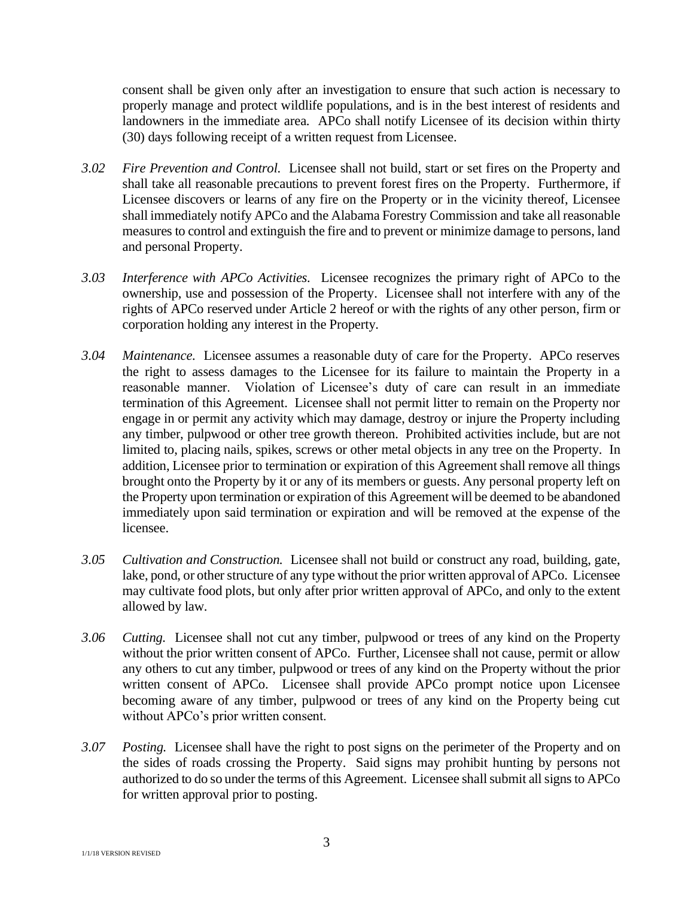consent shall be given only after an investigation to ensure that such action is necessary to properly manage and protect wildlife populations, and is in the best interest of residents and landowners in the immediate area. APCo shall notify Licensee of its decision within thirty (30) days following receipt of a written request from Licensee.

*3.02* *Fire Prevention and Control.* Licensee shall not build, start or set fires on the Property and shall take all reasonable precautions to prevent forest fires on the Property. Furthermore, if Licensee discovers or learns of any fire on the Property or in the vicinity thereof, Licensee shall immediately notify APCo and the Alabama Forestry Commission and take all reasonable measures to control and extinguish the fire and to prevent or minimize damage to persons, land and personal Property.

*3.03* *Interference with APCo Activities.* Licensee recognizes the primary right of APCo to the ownership, use and possession of the Property. Licensee shall not interfere with any of the rights of APCo reserved under Article 2 hereof or with the rights of any other person, firm or corporation holding any interest in the Property.

*3.04* *Maintenance.* Licensee assumes a reasonable duty of care for the Property. APCo reserves the right to assess damages to the Licensee for its failure to maintain the Property in a reasonable manner. Violation of Licensee's duty of care can result in an immediate termination of this Agreement. Licensee shall not permit litter to remain on the Property nor engage in or permit any activity which may damage, destroy or injure the Property including any timber, pulpwood or other tree growth thereon. Prohibited activities include, but are not limited to, placing nails, spikes, screws or other metal objects in any tree on the Property. In addition, Licensee prior to termination or expiration of this Agreement shall remove all things brought onto the Property by it or any of its members or guests. Any personal property left on the Property upon termination or expiration of this Agreement will be deemed to be abandoned immediately upon said termination or expiration and will be removed at the expense of the licensee.

*3.05* *Cultivation and Construction.* Licensee shall not build or construct any road, building, gate, lake, pond, or other structure of any type without the prior written approval of APCo. Licensee may cultivate food plots, but only after prior written approval of APCo, and only to the extent allowed by law.

*3.06* *Cutting.* Licensee shall not cut any timber, pulpwood or trees of any kind on the Property without the prior written consent of APCo. Further, Licensee shall not cause, permit or allow any others to cut any timber, pulpwood or trees of any kind on the Property without the prior written consent of APCo. Licensee shall provide APCo prompt notice upon Licensee becoming aware of any timber, pulpwood or trees of any kind on the Property being cut without APCo's prior written consent.

*3.07* *Posting.* Licensee shall have the right to post signs on the perimeter of the Property and on the sides of roads crossing the Property. Said signs may prohibit hunting by persons not authorized to do so under the terms of this Agreement. Licensee shall submit all signs to APCo for written approval prior to posting.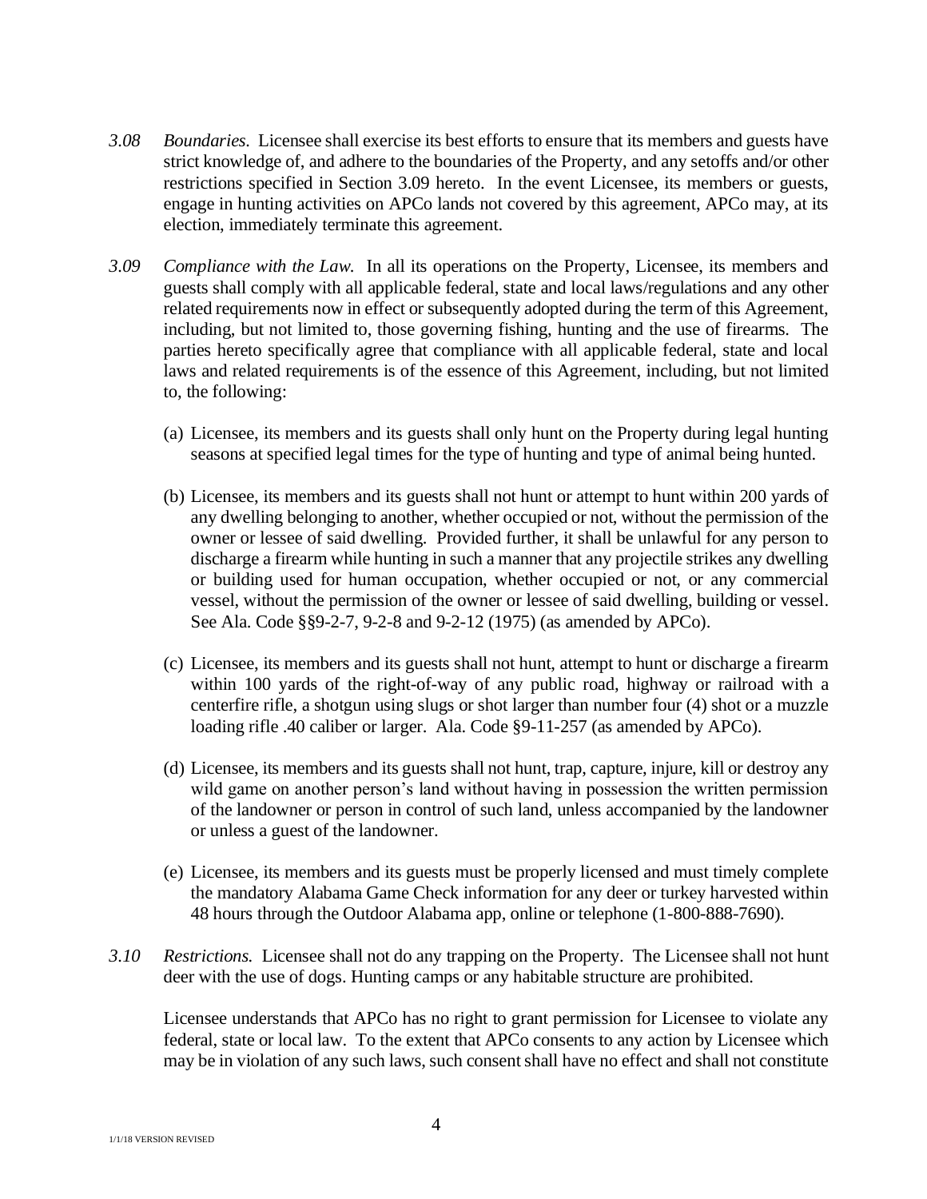*3.08* *Boundaries.* Licensee shall exercise its best efforts to ensure that its members and guests have strict knowledge of, and adhere to the boundaries of the Property, and any setoffs and/or other restrictions specified in Section 3.09 hereto. In the event Licensee, its members or guests, engage in hunting activities on APCo lands not covered by this agreement, APCo may, at its election, immediately terminate this agreement.

*3.09* *Compliance with the Law.* In all its operations on the Property, Licensee, its members and guests shall comply with all applicable federal, state and local laws/regulations and any other related requirements now in effect or subsequently adopted during the term of this Agreement, including, but not limited to, those governing fishing, hunting and the use of firearms. The parties hereto specifically agree that compliance with all applicable federal, state and local laws and related requirements is of the essence of this Agreement, including, but not limited to, the following:

(a) Licensee, its members and its guests shall only hunt on the Property during legal hunting seasons at specified legal times for the type of hunting and type of animal being hunted.

(b) Licensee, its members and its guests shall not hunt or attempt to hunt within 200 yards of any dwelling belonging to another, whether occupied or not, without the permission of the owner or lessee of said dwelling. Provided further, it shall be unlawful for any person to discharge a firearm while hunting in such a manner that any projectile strikes any dwelling or building used for human occupation, whether occupied or not, or any commercial vessel, without the permission of the owner or lessee of said dwelling, building or vessel. See Ala. Code §§9-2-7, 9-2-8 and 9-2-12 (1975) (as amended by APCo).

(c) Licensee, its members and its guests shall not hunt, attempt to hunt or discharge a firearm within 100 yards of the right-of-way of any public road, highway or railroad with a centerfire rifle, a shotgun using slugs or shot larger than number four (4) shot or a muzzle loading rifle .40 caliber or larger. Ala. Code §9-11-257 (as amended by APCo).

(d) Licensee, its members and its guests shall not hunt, trap, capture, injure, kill or destroy any wild game on another person's land without having in possession the written permission of the landowner or person in control of such land, unless accompanied by the landowner or unless a guest of the landowner.

(e) Licensee, its members and its guests must be properly licensed and must timely complete the mandatory Alabama Game Check information for any deer or turkey harvested within 48 hours through the Outdoor Alabama app, online or telephone (1-800-888-7690).

*3.10* *Restrictions.* Licensee shall not do any trapping on the Property. The Licensee shall not hunt deer with the use of dogs. Hunting camps or any habitable structure are prohibited.

Licensee understands that APCo has no right to grant permission for Licensee to violate any federal, state or local law. To the extent that APCo consents to any action by Licensee which may be in violation of any such laws, such consent shall have no effect and shall not constitute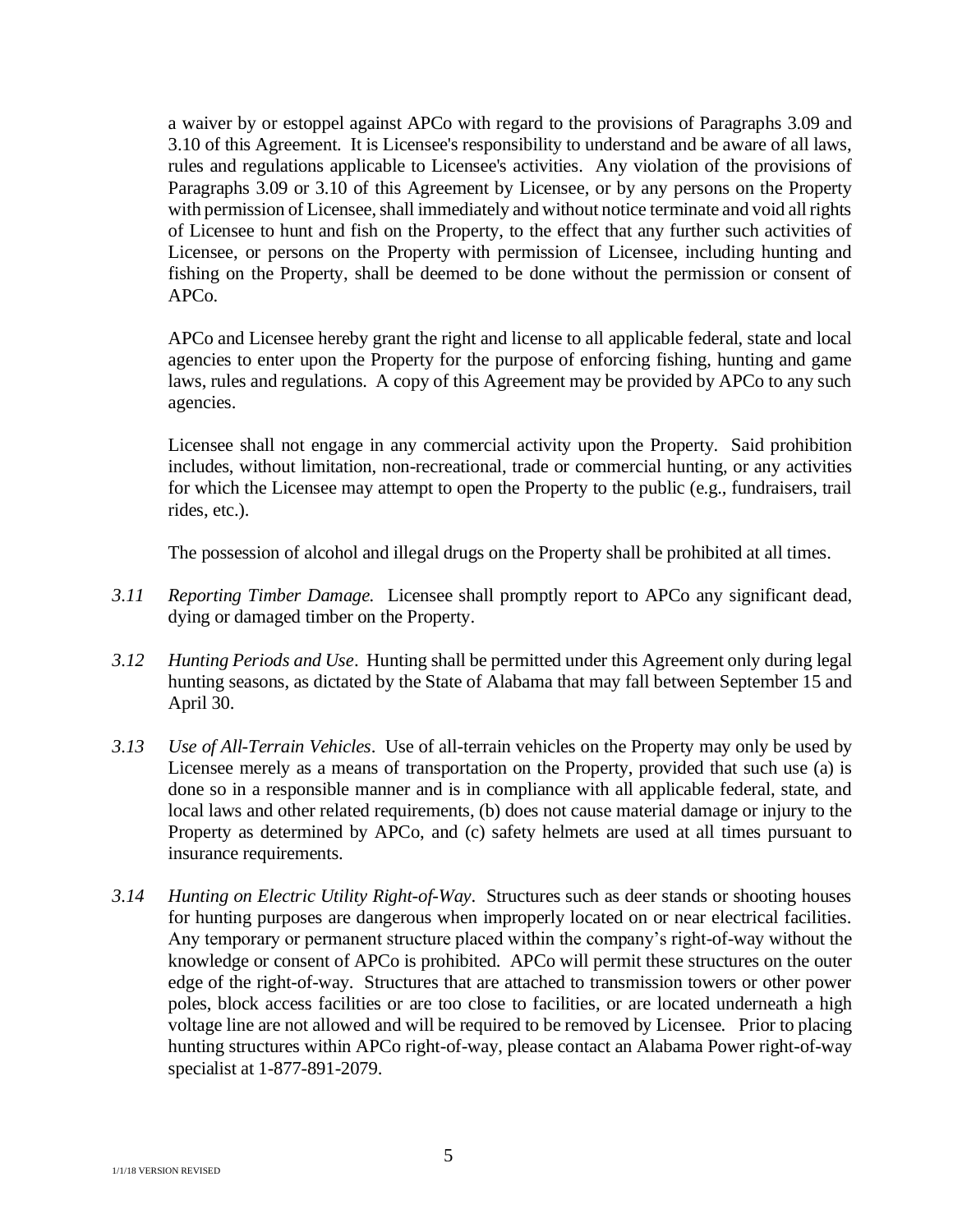a waiver by or estoppel against APCo with regard to the provisions of Paragraphs 3.09 and 3.10 of this Agreement. It is Licensee's responsibility to understand and be aware of all laws, rules and regulations applicable to Licensee's activities. Any violation of the provisions of Paragraphs 3.09 or 3.10 of this Agreement by Licensee, or by any persons on the Property with permission of Licensee, shall immediately and without notice terminate and void all rights of Licensee to hunt and fish on the Property, to the effect that any further such activities of Licensee, or persons on the Property with permission of Licensee, including hunting and fishing on the Property, shall be deemed to be done without the permission or consent of APCo.

APCo and Licensee hereby grant the right and license to all applicable federal, state and local agencies to enter upon the Property for the purpose of enforcing fishing, hunting and game laws, rules and regulations. A copy of this Agreement may be provided by APCo to any such agencies.

Licensee shall not engage in any commercial activity upon the Property. Said prohibition includes, without limitation, non-recreational, trade or commercial hunting, or any activities for which the Licensee may attempt to open the Property to the public (e.g., fundraisers, trail rides, etc.).

The possession of alcohol and illegal drugs on the Property shall be prohibited at all times.

*3.11* *Reporting Timber Damage.* Licensee shall promptly report to APCo any significant dead, dying or damaged timber on the Property.

*3.12* *Hunting Periods and Use*. Hunting shall be permitted under this Agreement only during legal hunting seasons, as dictated by the State of Alabama that may fall between September 15 and April 30.

*3.13* *Use of All-Terrain Vehicles*. Use of all-terrain vehicles on the Property may only be used by Licensee merely as a means of transportation on the Property, provided that such use (a) is done so in a responsible manner and is in compliance with all applicable federal, state, and local laws and other related requirements, (b) does not cause material damage or injury to the Property as determined by APCo, and (c) safety helmets are used at all times pursuant to insurance requirements.

*3.14* *Hunting on Electric Utility Right-of-Way*. Structures such as deer stands or shooting houses for hunting purposes are dangerous when improperly located on or near electrical facilities. Any temporary or permanent structure placed within the company's right-of-way without the knowledge or consent of APCo is prohibited. APCo will permit these structures on the outer edge of the right-of-way. Structures that are attached to transmission towers or other power poles, block access facilities or are too close to facilities, or are located underneath a high voltage line are not allowed and will be required to be removed by Licensee. Prior to placing hunting structures within APCo right-of-way, please contact an Alabama Power right-of-way specialist at 1-877-891-2079.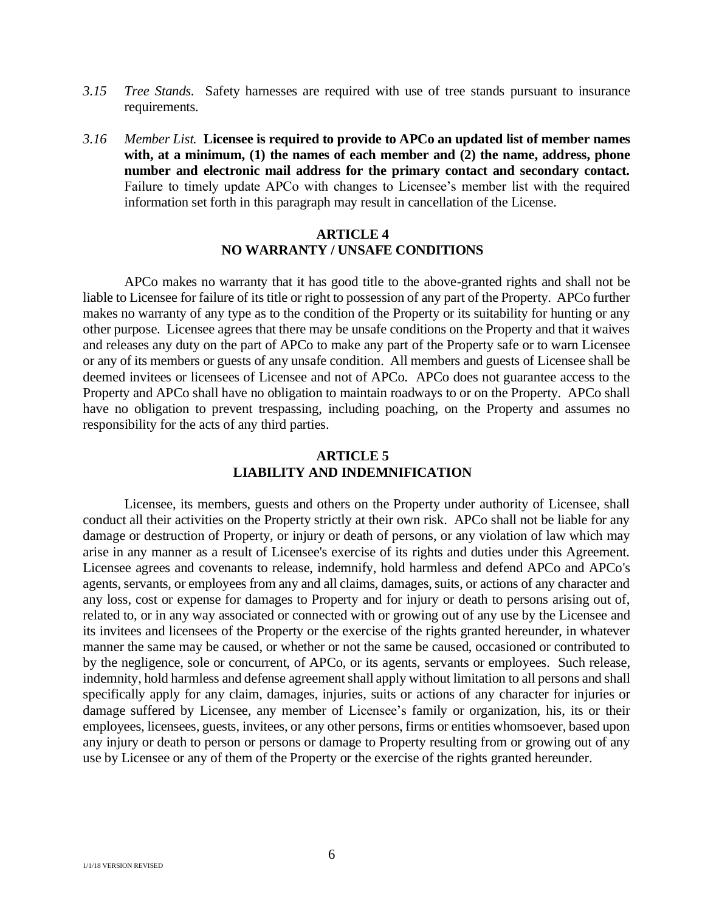*3.15* *Tree Stands.* Safety harnesses are required with use of tree stands pursuant to insurance requirements.

*3.16* *Member List.* **Licensee is required to provide to APCo an updated list of member names with, at a minimum, (1) the names of each member and (2) the name, address, phone number and electronic mail address for the primary contact and secondary contact.** Failure to timely update APCo with changes to Licensee's member list with the required information set forth in this paragraph may result in cancellation of the License.

## ARTICLE 4
## NO WARRANTY / UNSAFE CONDITIONS

APCo makes no warranty that it has good title to the above-granted rights and shall not be liable to Licensee for failure of its title or right to possession of any part of the Property. APCo further makes no warranty of any type as to the condition of the Property or its suitability for hunting or any other purpose. Licensee agrees that there may be unsafe conditions on the Property and that it waives and releases any duty on the part of APCo to make any part of the Property safe or to warn Licensee or any of its members or guests of any unsafe condition. All members and guests of Licensee shall be deemed invitees or licensees of Licensee and not of APCo. APCo does not guarantee access to the Property and APCo shall have no obligation to maintain roadways to or on the Property. APCo shall have no obligation to prevent trespassing, including poaching, on the Property and assumes no responsibility for the acts of any third parties.

## ARTICLE 5
## LIABILITY AND INDEMNIFICATION

Licensee, its members, guests and others on the Property under authority of Licensee, shall conduct all their activities on the Property strictly at their own risk. APCo shall not be liable for any damage or destruction of Property, or injury or death of persons, or any violation of law which may arise in any manner as a result of Licensee's exercise of its rights and duties under this Agreement. Licensee agrees and covenants to release, indemnify, hold harmless and defend APCo and APCo's agents, servants, or employees from any and all claims, damages, suits, or actions of any character and any loss, cost or expense for damages to Property and for injury or death to persons arising out of, related to, or in any way associated or connected with or growing out of any use by the Licensee and its invitees and licensees of the Property or the exercise of the rights granted hereunder, in whatever manner the same may be caused, or whether or not the same be caused, occasioned or contributed to by the negligence, sole or concurrent, of APCo, or its agents, servants or employees. Such release, indemnity, hold harmless and defense agreement shall apply without limitation to all persons and shall specifically apply for any claim, damages, injuries, suits or actions of any character for injuries or damage suffered by Licensee, any member of Licensee's family or organization, his, its or their employees, licensees, guests, invitees, or any other persons, firms or entities whomsoever, based upon any injury or death to person or persons or damage to Property resulting from or growing out of any use by Licensee or any of them of the Property or the exercise of the rights granted hereunder.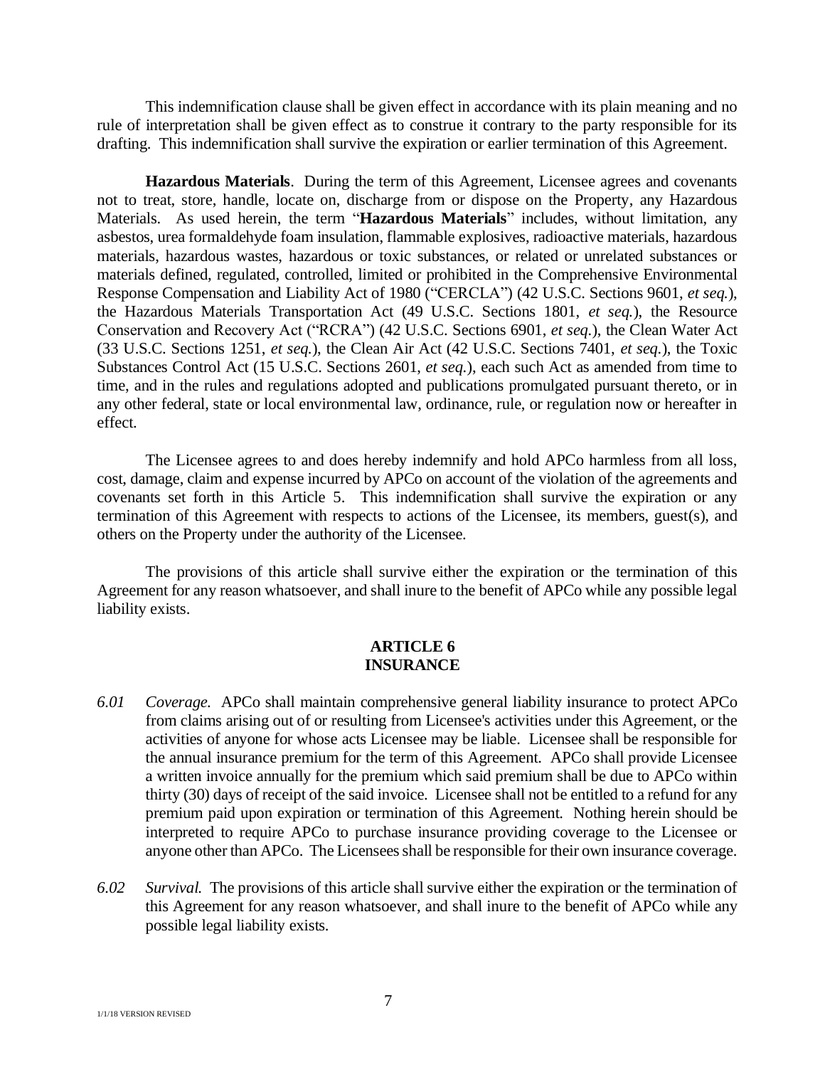This indemnification clause shall be given effect in accordance with its plain meaning and no rule of interpretation shall be given effect as to construe it contrary to the party responsible for its drafting. This indemnification shall survive the expiration or earlier termination of this Agreement.

**Hazardous Materials**. During the term of this Agreement, Licensee agrees and covenants not to treat, store, handle, locate on, discharge from or dispose on the Property, any Hazardous Materials. As used herein, the term "**Hazardous Materials**" includes, without limitation, any asbestos, urea formaldehyde foam insulation, flammable explosives, radioactive materials, hazardous materials, hazardous wastes, hazardous or toxic substances, or related or unrelated substances or materials defined, regulated, controlled, limited or prohibited in the Comprehensive Environmental Response Compensation and Liability Act of 1980 ("CERCLA") (42 U.S.C. Sections 9601, *et seq.*), the Hazardous Materials Transportation Act (49 U.S.C. Sections 1801, *et seq.*), the Resource Conservation and Recovery Act ("RCRA") (42 U.S.C. Sections 6901, *et seq.*), the Clean Water Act (33 U.S.C. Sections 1251, *et seq.*), the Clean Air Act (42 U.S.C. Sections 7401, *et seq.*), the Toxic Substances Control Act (15 U.S.C. Sections 2601, *et seq.*), each such Act as amended from time to time, and in the rules and regulations adopted and publications promulgated pursuant thereto, or in any other federal, state or local environmental law, ordinance, rule, or regulation now or hereafter in effect.

The Licensee agrees to and does hereby indemnify and hold APCo harmless from all loss, cost, damage, claim and expense incurred by APCo on account of the violation of the agreements and covenants set forth in this Article 5. This indemnification shall survive the expiration or any termination of this Agreement with respects to actions of the Licensee, its members, guest(s), and others on the Property under the authority of the Licensee.

The provisions of this article shall survive either the expiration or the termination of this Agreement for any reason whatsoever, and shall inure to the benefit of APCo while any possible legal liability exists.

## ARTICLE 6
## INSURANCE

*6.01* *Coverage.* APCo shall maintain comprehensive general liability insurance to protect APCo from claims arising out of or resulting from Licensee's activities under this Agreement, or the activities of anyone for whose acts Licensee may be liable. Licensee shall be responsible for the annual insurance premium for the term of this Agreement. APCo shall provide Licensee a written invoice annually for the premium which said premium shall be due to APCo within thirty (30) days of receipt of the said invoice. Licensee shall not be entitled to a refund for any premium paid upon expiration or termination of this Agreement. Nothing herein should be interpreted to require APCo to purchase insurance providing coverage to the Licensee or anyone other than APCo. The Licensees shall be responsible for their own insurance coverage.

*6.02* *Survival.* The provisions of this article shall survive either the expiration or the termination of this Agreement for any reason whatsoever, and shall inure to the benefit of APCo while any possible legal liability exists.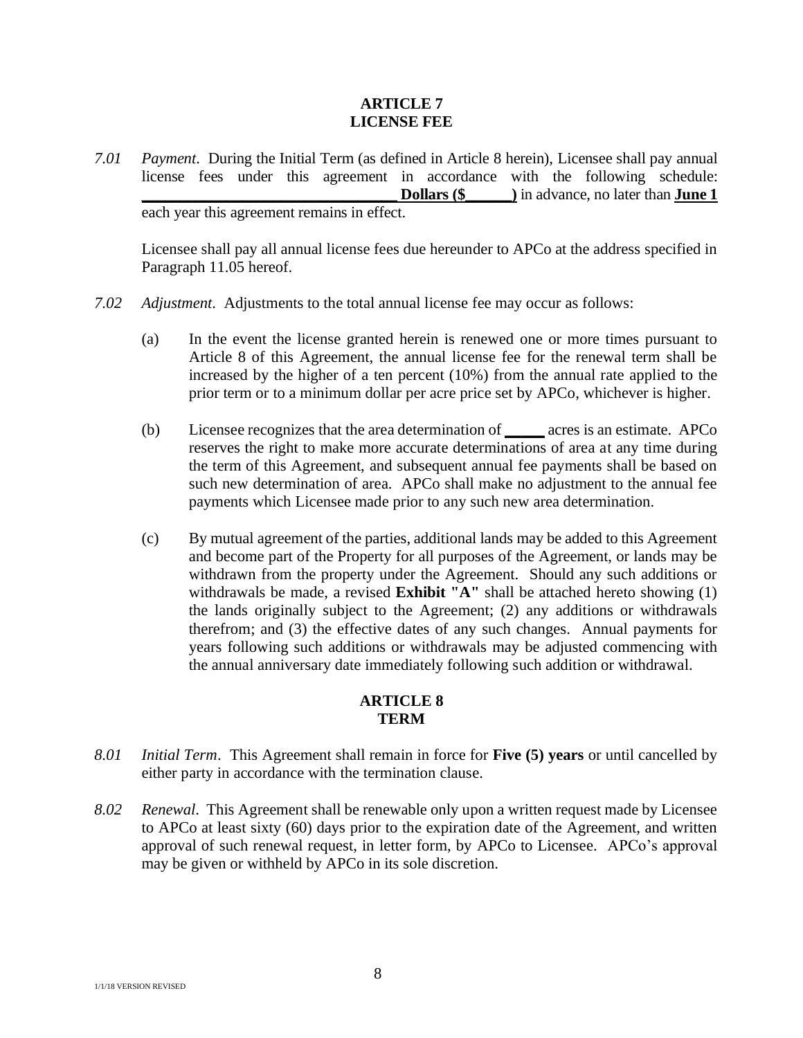## ARTICLE 7
## LICENSE FEE

*7.01* *Payment*. During the Initial Term (as defined in Article 8 herein), Licensee shall pay annual license fees under this agreement in accordance with the following schedule: **_______________________________ Dollars ($______)** in advance, no later than **June 1** each year this agreement remains in effect.

Licensee shall pay all annual license fees due hereunder to APCo at the address specified in Paragraph 11.05 hereof.

*7.02* *Adjustment*. Adjustments to the total annual license fee may occur as follows:

(a) In the event the license granted herein is renewed one or more times pursuant to Article 8 of this Agreement, the annual license fee for the renewal term shall be increased by the higher of a ten percent (10%) from the annual rate applied to the prior term or to a minimum dollar per acre price set by APCo, whichever is higher.

(b) Licensee recognizes that the area determination of _____ acres is an estimate. APCo reserves the right to make more accurate determinations of area at any time during the term of this Agreement, and subsequent annual fee payments shall be based on such new determination of area. APCo shall make no adjustment to the annual fee payments which Licensee made prior to any such new area determination.

(c) By mutual agreement of the parties, additional lands may be added to this Agreement and become part of the Property for all purposes of the Agreement, or lands may be withdrawn from the property under the Agreement. Should any such additions or withdrawals be made, a revised **Exhibit "A"** shall be attached hereto showing (1) the lands originally subject to the Agreement; (2) any additions or withdrawals therefrom; and (3) the effective dates of any such changes. Annual payments for years following such additions or withdrawals may be adjusted commencing with the annual anniversary date immediately following such addition or withdrawal.

## ARTICLE 8
## TERM

*8.01* *Initial Term*. This Agreement shall remain in force for **Five (5) years** or until cancelled by either party in accordance with the termination clause.

*8.02* *Renewal*. This Agreement shall be renewable only upon a written request made by Licensee to APCo at least sixty (60) days prior to the expiration date of the Agreement, and written approval of such renewal request, in letter form, by APCo to Licensee. APCo's approval may be given or withheld by APCo in its sole discretion.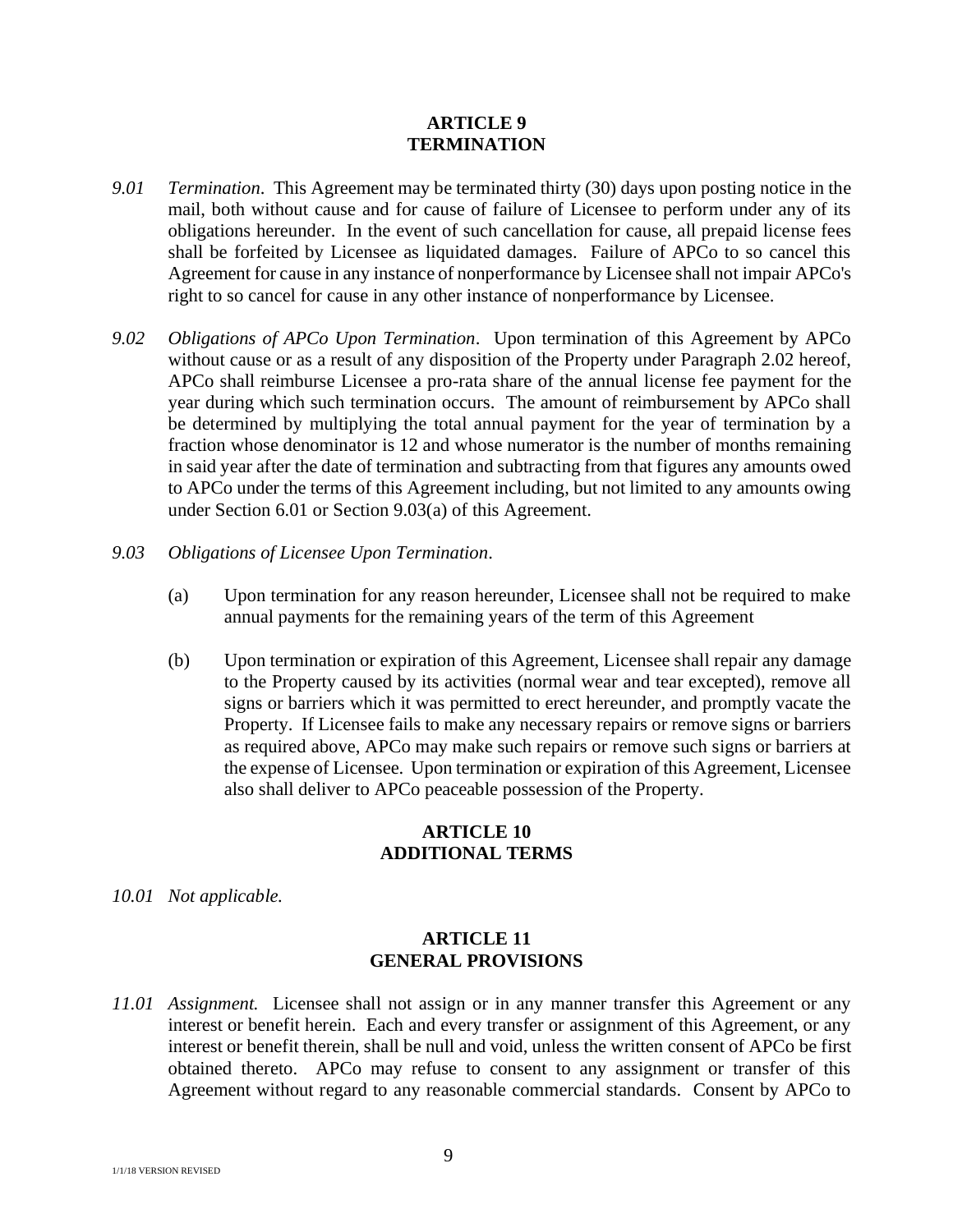## ARTICLE 9
## TERMINATION

*9.01 Termination.* This Agreement may be terminated thirty (30) days upon posting notice in the mail, both without cause and for cause of failure of Licensee to perform under any of its obligations hereunder. In the event of such cancellation for cause, all prepaid license fees shall be forfeited by Licensee as liquidated damages. Failure of APCo to so cancel this Agreement for cause in any instance of nonperformance by Licensee shall not impair APCo's right to so cancel for cause in any other instance of nonperformance by Licensee.

*9.02 Obligations of APCo Upon Termination*. Upon termination of this Agreement by APCo without cause or as a result of any disposition of the Property under Paragraph 2.02 hereof, APCo shall reimburse Licensee a pro-rata share of the annual license fee payment for the year during which such termination occurs. The amount of reimbursement by APCo shall be determined by multiplying the total annual payment for the year of termination by a fraction whose denominator is 12 and whose numerator is the number of months remaining in said year after the date of termination and subtracting from that figures any amounts owed to APCo under the terms of this Agreement including, but not limited to any amounts owing under Section 6.01 or Section 9.03(a) of this Agreement.

*9.03 Obligations of Licensee Upon Termination*.

(a) Upon termination for any reason hereunder, Licensee shall not be required to make annual payments for the remaining years of the term of this Agreement

(b) Upon termination or expiration of this Agreement, Licensee shall repair any damage to the Property caused by its activities (normal wear and tear excepted), remove all signs or barriers which it was permitted to erect hereunder, and promptly vacate the Property. If Licensee fails to make any necessary repairs or remove signs or barriers as required above, APCo may make such repairs or remove such signs or barriers at the expense of Licensee. Upon termination or expiration of this Agreement, Licensee also shall deliver to APCo peaceable possession of the Property.

## ARTICLE 10
## ADDITIONAL TERMS

*10.01 Not applicable.*

## ARTICLE 11
## GENERAL PROVISIONS

*11.01 Assignment.* Licensee shall not assign or in any manner transfer this Agreement or any interest or benefit herein. Each and every transfer or assignment of this Agreement, or any interest or benefit therein, shall be null and void, unless the written consent of APCo be first obtained thereto. APCo may refuse to consent to any assignment or transfer of this Agreement without regard to any reasonable commercial standards. Consent by APCo to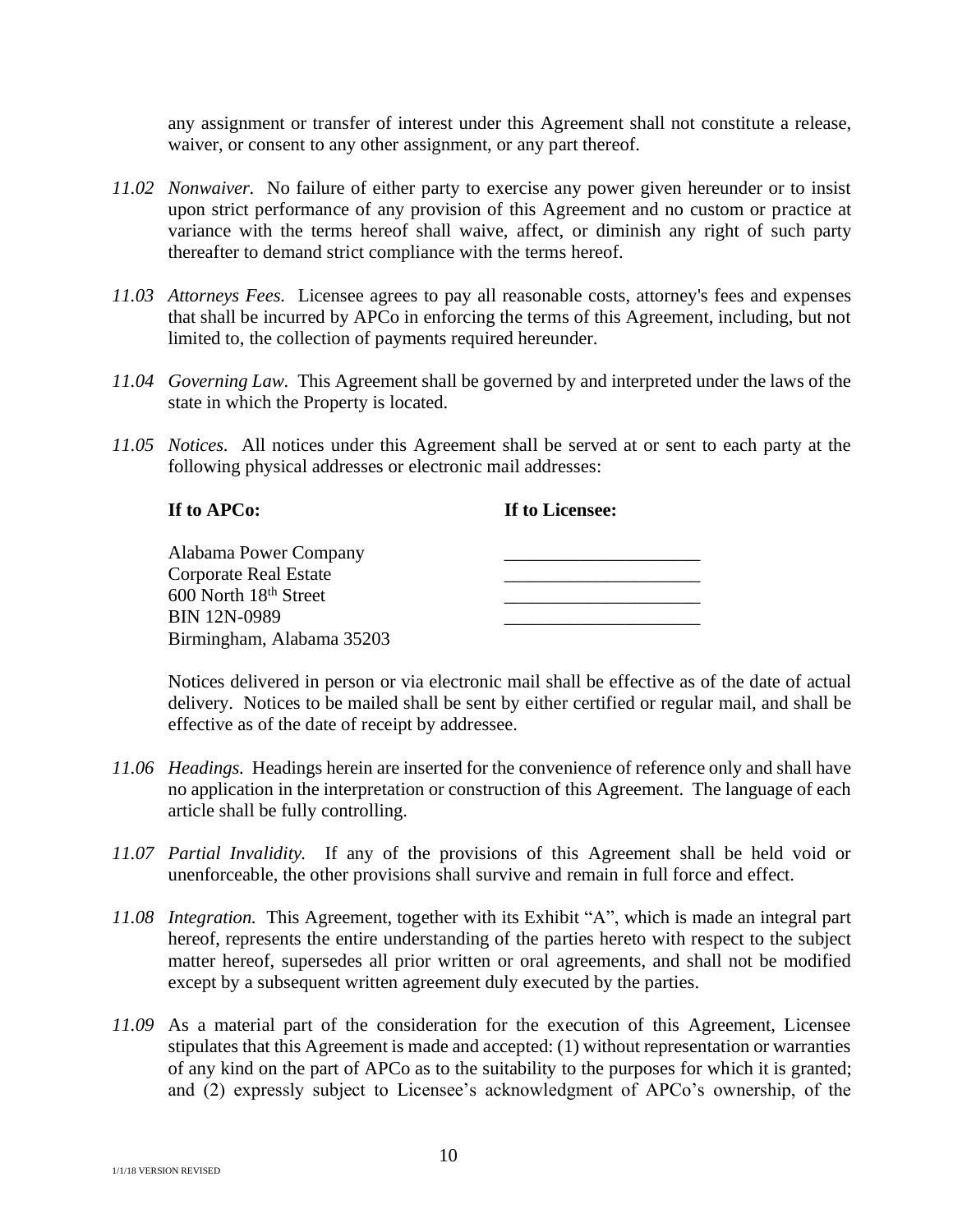any assignment or transfer of interest under this Agreement shall not constitute a release, waiver, or consent to any other assignment, or any part thereof.

*11.02* *Nonwaiver.* No failure of either party to exercise any power given hereunder or to insist upon strict performance of any provision of this Agreement and no custom or practice at variance with the terms hereof shall waive, affect, or diminish any right of such party thereafter to demand strict compliance with the terms hereof.

*11.03* *Attorneys Fees.* Licensee agrees to pay all reasonable costs, attorney's fees and expenses that shall be incurred by APCo in enforcing the terms of this Agreement, including, but not limited to, the collection of payments required hereunder.

*11.04* *Governing Law.* This Agreement shall be governed by and interpreted under the laws of the state in which the Property is located.

*11.05* *Notices.* All notices under this Agreement shall be served at or sent to each party at the following physical addresses or electronic mail addresses:

| **If to APCo:** | **If to Licensee:** |
|---|---|
| Alabama Power Company | \_\_\_\_\_\_\_\_\_\_\_\_\_\_\_\_\_\_\_\_\_ |
| Corporate Real Estate | \_\_\_\_\_\_\_\_\_\_\_\_\_\_\_\_\_\_\_\_\_ |
| 600 North 18th Street | \_\_\_\_\_\_\_\_\_\_\_\_\_\_\_\_\_\_\_\_\_ |
| BIN 12N-0989 | \_\_\_\_\_\_\_\_\_\_\_\_\_\_\_\_\_\_\_\_\_ |
| Birmingham, Alabama 35203 | |

Notices delivered in person or via electronic mail shall be effective as of the date of actual delivery. Notices to be mailed shall be sent by either certified or regular mail, and shall be effective as of the date of receipt by addressee.

*11.06* *Headings.* Headings herein are inserted for the convenience of reference only and shall have no application in the interpretation or construction of this Agreement. The language of each article shall be fully controlling.

*11.07* *Partial Invalidity.* If any of the provisions of this Agreement shall be held void or unenforceable, the other provisions shall survive and remain in full force and effect.

*11.08* *Integration.* This Agreement, together with its Exhibit "A", which is made an integral part hereof, represents the entire understanding of the parties hereto with respect to the subject matter hereof, supersedes all prior written or oral agreements, and shall not be modified except by a subsequent written agreement duly executed by the parties.

*11.09* As a material part of the consideration for the execution of this Agreement, Licensee stipulates that this Agreement is made and accepted: (1) without representation or warranties of any kind on the part of APCo as to the suitability to the purposes for which it is granted; and (2) expressly subject to Licensee's acknowledgment of APCo's ownership, of the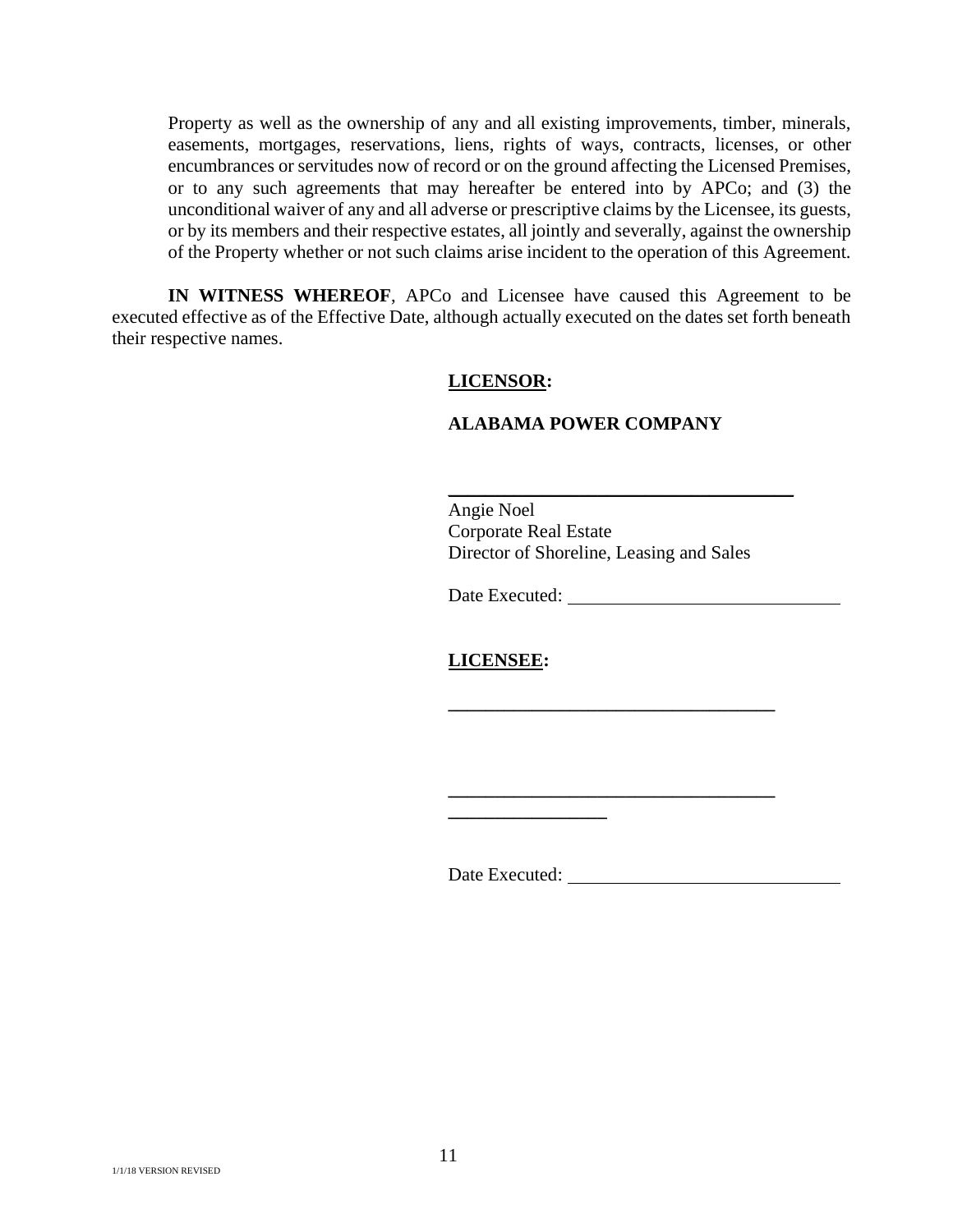Property as well as the ownership of any and all existing improvements, timber, minerals, easements, mortgages, reservations, liens, rights of ways, contracts, licenses, or other encumbrances or servitudes now of record or on the ground affecting the Licensed Premises, or to any such agreements that may hereafter be entered into by APCo; and (3) the unconditional waiver of any and all adverse or prescriptive claims by the Licensee, its guests, or by its members and their respective estates, all jointly and severally, against the ownership of the Property whether or not such claims arise incident to the operation of this Agreement.

**IN WITNESS WHEREOF**, APCo and Licensee have caused this Agreement to be executed effective as of the Effective Date, although actually executed on the dates set forth beneath their respective names.

**LICENSOR:**

**ALABAMA POWER COMPANY**

_____________________________________
Angie Noel
Corporate Real Estate
Director of Shoreline, Leasing and Sales

Date Executed: ___________________________

**LICENSEE:**

___________________________________

___________________________________
________________

Date Executed: ___________________________

1/1/18 VERSION REVISED